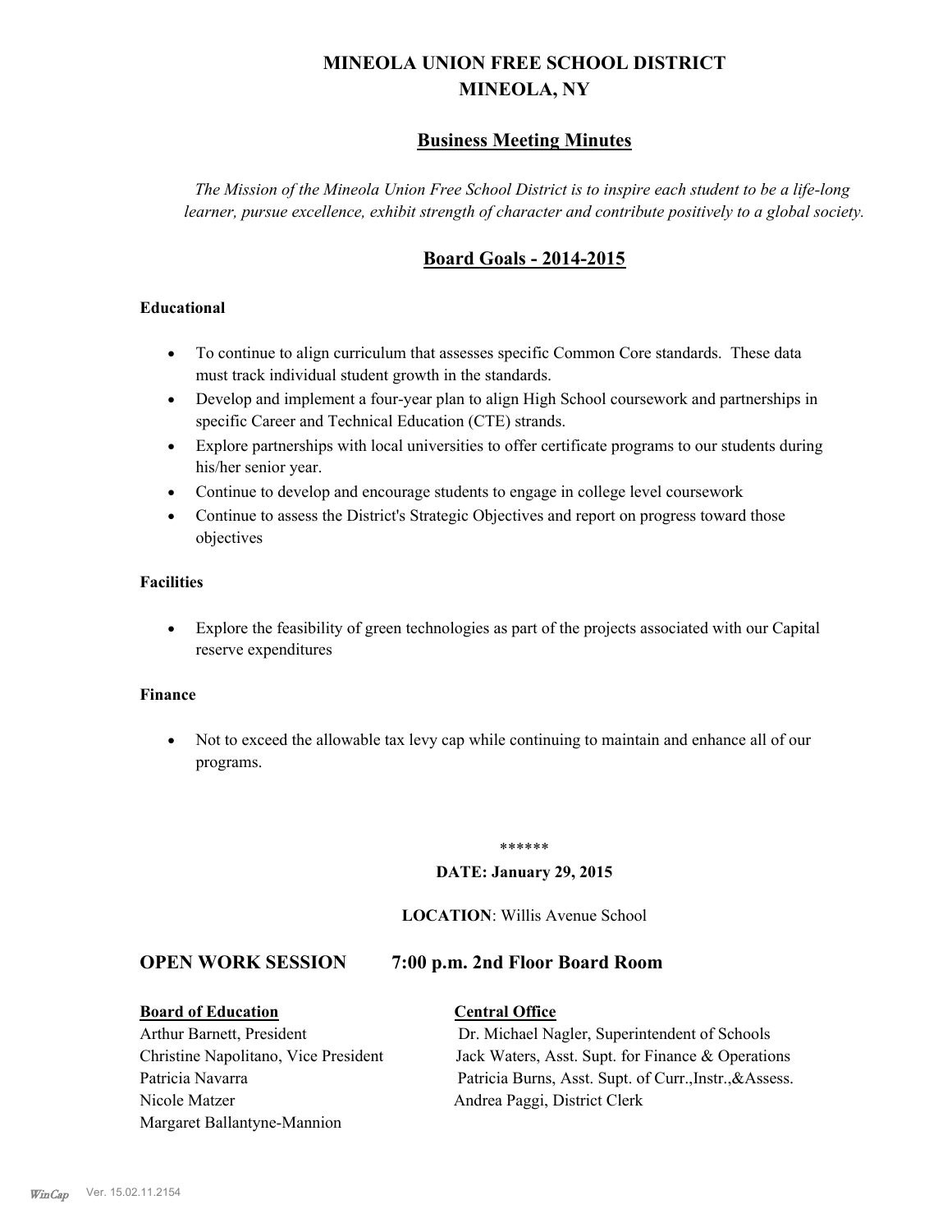# MINEOLA UNION FREE SCHOOL DISTRICT
# MINEOLA, NY

## Business Meeting Minutes

*The Mission of the Mineola Union Free School District is to inspire each student to be a life-long learner, pursue excellence, exhibit strength of character and contribute positively to a global society.*

## Board Goals - 2014-2015

### Educational

- To continue to align curriculum that assesses specific Common Core standards. These data must track individual student growth in the standards.
- Develop and implement a four-year plan to align High School coursework and partnerships in specific Career and Technical Education (CTE) strands.
- Explore partnerships with local universities to offer certificate programs to our students during his/her senior year.
- Continue to develop and encourage students to engage in college level coursework
- Continue to assess the District's Strategic Objectives and report on progress toward those objectives

### Facilities

- Explore the feasibility of green technologies as part of the projects associated with our Capital reserve expenditures

### Finance

- Not to exceed the allowable tax levy cap while continuing to maintain and enhance all of our programs.

******

**DATE: January 29, 2015**

**LOCATION**: Willis Avenue School

## OPEN WORK SESSION 7:00 p.m. 2nd Floor Board Room

| **Board of Education** | **Central Office** |
|---|---|
| Arthur Barnett, President | Dr. Michael Nagler, Superintendent of Schools |
| Christine Napolitano, Vice President | Jack Waters, Asst. Supt. for Finance & Operations |
| Patricia Navarra | Patricia Burns, Asst. Supt. of Curr.,Instr.,&Assess. |
| Nicole Matzer | Andrea Paggi, District Clerk |
| Margaret Ballantyne-Mannion | |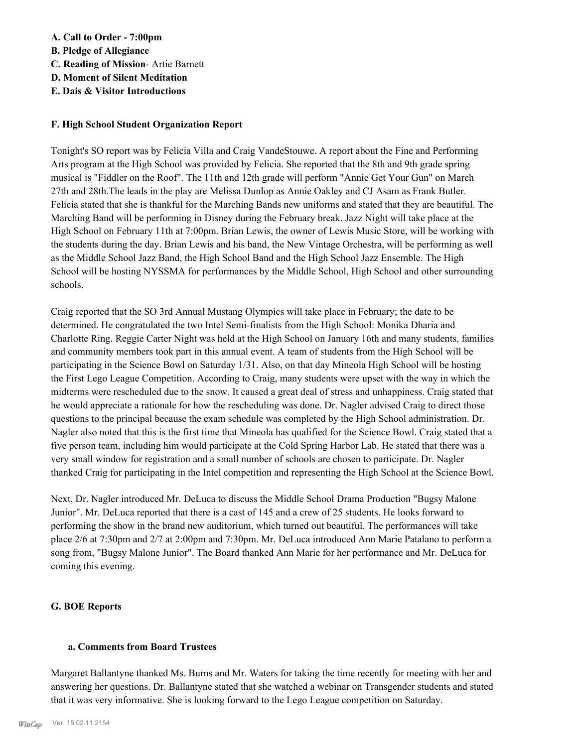**A. Call to Order - 7:00pm**

**B. Pledge of Allegiance**

**C. Reading of Mission**- Artie Barnett

**D. Moment of Silent Meditation**

**E. Dais & Visitor Introductions**

**F. High School Student Organization Report**

Tonight's SO report was by Felicia Villa and Craig VandeStouwe. A report about the Fine and Performing Arts program at the High School was provided by Felicia. She reported that the 8th and 9th grade spring musical is "Fiddler on the Roof". The 11th and 12th grade will perform "Annie Get Your Gun" on March 27th and 28th.The leads in the play are Melissa Dunlop as Annie Oakley and CJ Asam as Frank Butler. Felicia stated that she is thankful for the Marching Bands new uniforms and stated that they are beautiful. The Marching Band will be performing in Disney during the February break. Jazz Night will take place at the High School on February 11th at 7:00pm. Brian Lewis, the owner of Lewis Music Store, will be working with the students during the day. Brian Lewis and his band, the New Vintage Orchestra, will be performing as well as the Middle School Jazz Band, the High School Band and the High School Jazz Ensemble. The High School will be hosting NYSSMA for performances by the Middle School, High School and other surrounding schools.

Craig reported that the SO 3rd Annual Mustang Olympics will take place in February; the date to be determined. He congratulated the two Intel Semi-finalists from the High School: Monika Dharia and Charlotte Ring. Reggie Carter Night was held at the High School on January 16th and many students, families and community members took part in this annual event. A team of students from the High School will be participating in the Science Bowl on Saturday 1/31. Also, on that day Mineola High School will be hosting the First Lego League Competition. According to Craig, many students were upset with the way in which the midterms were rescheduled due to the snow. It caused a great deal of stress and unhappiness. Craig stated that he would appreciate a rationale for how the rescheduling was done. Dr. Nagler advised Craig to direct those questions to the principal because the exam schedule was completed by the High School administration. Dr. Nagler also noted that this is the first time that Mineola has qualified for the Science Bowl. Craig stated that a five person team, including him would participate at the Cold Spring Harbor Lab. He stated that there was a very small window for registration and a small number of schools are chosen to participate. Dr. Nagler thanked Craig for participating in the Intel competition and representing the High School at the Science Bowl.

Next, Dr. Nagler introduced Mr. DeLuca to discuss the Middle School Drama Production "Bugsy Malone Junior". Mr. DeLuca reported that there is a cast of 145 and a crew of 25 students. He looks forward to performing the show in the brand new auditorium, which turned out beautiful. The performances will take place 2/6 at 7:30pm and 2/7 at 2:00pm and 7:30pm. Mr. DeLuca introduced Ann Marie Patalano to perform a song from, "Bugsy Malone Junior". The Board thanked Ann Marie for her performance and Mr. DeLuca for coming this evening.

**G. BOE Reports**

**a. Comments from Board Trustees**

Margaret Ballantyne thanked Ms. Burns and Mr. Waters for taking the time recently for meeting with her and answering her questions. Dr. Ballantyne stated that she watched a webinar on Transgender students and stated that it was very informative. She is looking forward to the Lego League competition on Saturday.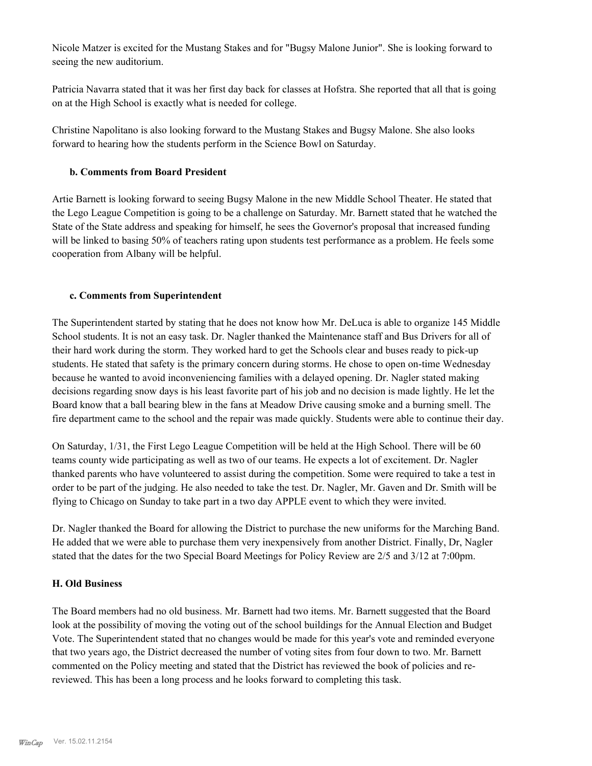Nicole Matzer is excited for the Mustang Stakes and for "Bugsy Malone Junior". She is looking forward to seeing the new auditorium.

Patricia Navarra stated that it was her first day back for classes at Hofstra. She reported that all that is going on at the High School is exactly what is needed for college.

Christine Napolitano is also looking forward to the Mustang Stakes and Bugsy Malone. She also looks forward to hearing how the students perform in the Science Bowl on Saturday.

### b. Comments from Board President

Artie Barnett is looking forward to seeing Bugsy Malone in the new Middle School Theater. He stated that the Lego League Competition is going to be a challenge on Saturday. Mr. Barnett stated that he watched the State of the State address and speaking for himself, he sees the Governor's proposal that increased funding will be linked to basing 50% of teachers rating upon students test performance as a problem. He feels some cooperation from Albany will be helpful.

### c. Comments from Superintendent

The Superintendent started by stating that he does not know how Mr. DeLuca is able to organize 145 Middle School students. It is not an easy task. Dr. Nagler thanked the Maintenance staff and Bus Drivers for all of their hard work during the storm. They worked hard to get the Schools clear and buses ready to pick-up students. He stated that safety is the primary concern during storms. He chose to open on-time Wednesday because he wanted to avoid inconveniencing families with a delayed opening. Dr. Nagler stated making decisions regarding snow days is his least favorite part of his job and no decision is made lightly. He let the Board know that a ball bearing blew in the fans at Meadow Drive causing smoke and a burning smell. The fire department came to the school and the repair was made quickly. Students were able to continue their day.

On Saturday, 1/31, the First Lego League Competition will be held at the High School. There will be 60 teams county wide participating as well as two of our teams. He expects a lot of excitement. Dr. Nagler thanked parents who have volunteered to assist during the competition. Some were required to take a test in order to be part of the judging. He also needed to take the test. Dr. Nagler, Mr. Gaven and Dr. Smith will be flying to Chicago on Sunday to take part in a two day APPLE event to which they were invited.

Dr. Nagler thanked the Board for allowing the District to purchase the new uniforms for the Marching Band. He added that we were able to purchase them very inexpensively from another District. Finally, Dr, Nagler stated that the dates for the two Special Board Meetings for Policy Review are 2/5 and 3/12 at 7:00pm.

### H. Old Business

The Board members had no old business. Mr. Barnett had two items. Mr. Barnett suggested that the Board look at the possibility of moving the voting out of the school buildings for the Annual Election and Budget Vote. The Superintendent stated that no changes would be made for this year's vote and reminded everyone that two years ago, the District decreased the number of voting sites from four down to two. Mr. Barnett commented on the Policy meeting and stated that the District has reviewed the book of policies and re-reviewed. This has been a long process and he looks forward to completing this task.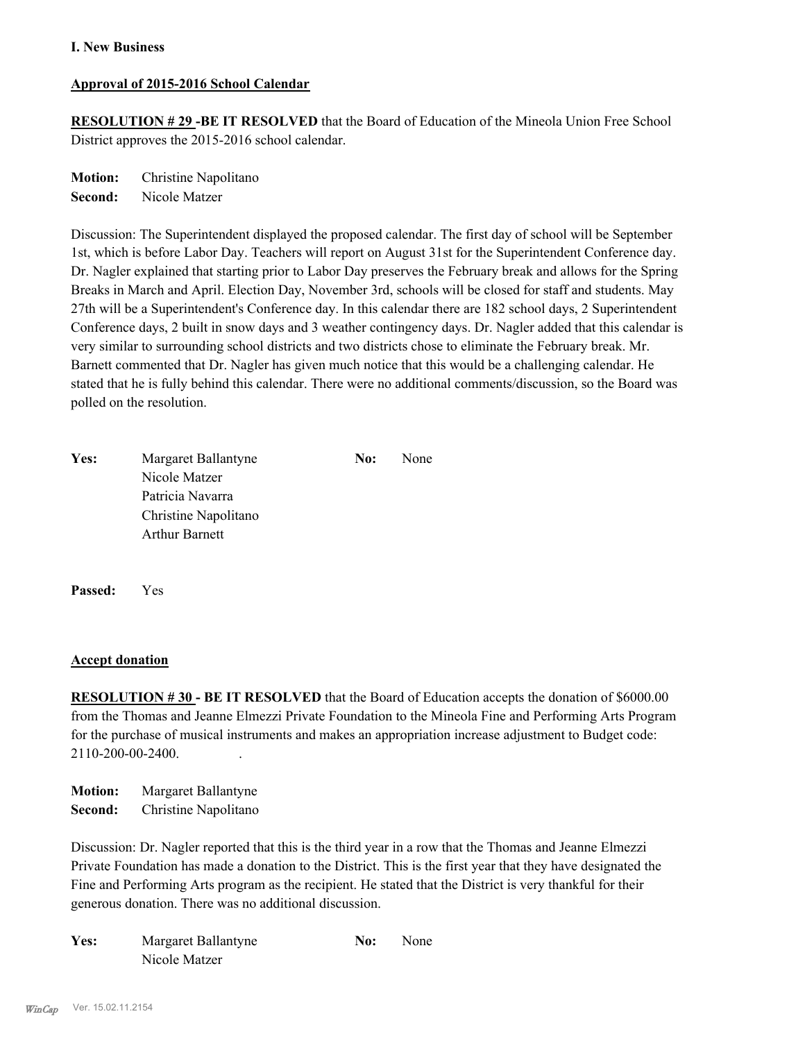**I. New Business**

**Approval of 2015-2016 School Calendar**

**RESOLUTION # 29 -BE IT RESOLVED** that the Board of Education of the Mineola Union Free School District approves the 2015-2016 school calendar.

**Motion:** Christine Napolitano
**Second:** Nicole Matzer

Discussion: The Superintendent displayed the proposed calendar. The first day of school will be September 1st, which is before Labor Day. Teachers will report on August 31st for the Superintendent Conference day. Dr. Nagler explained that starting prior to Labor Day preserves the February break and allows for the Spring Breaks in March and April. Election Day, November 3rd, schools will be closed for staff and students. May 27th will be a Superintendent's Conference day. In this calendar there are 182 school days, 2 Superintendent Conference days, 2 built in snow days and 3 weather contingency days. Dr. Nagler added that this calendar is very similar to surrounding school districts and two districts chose to eliminate the February break. Mr. Barnett commented that Dr. Nagler has given much notice that this would be a challenging calendar. He stated that he is fully behind this calendar. There were no additional comments/discussion, so the Board was polled on the resolution.

**Yes:** Margaret Ballantyne
Nicole Matzer
Patricia Navarra
Christine Napolitano
Arthur Barnett

**No:** None

**Passed:** Yes

**Accept donation**

**RESOLUTION # 30 - BE IT RESOLVED** that the Board of Education accepts the donation of $6000.00 from the Thomas and Jeanne Elmezzi Private Foundation to the Mineola Fine and Performing Arts Program for the purchase of musical instruments and makes an appropriation increase adjustment to Budget code: 2110-200-00-2400.

**Motion:** Margaret Ballantyne
**Second:** Christine Napolitano

Discussion: Dr. Nagler reported that this is the third year in a row that the Thomas and Jeanne Elmezzi Private Foundation has made a donation to the District. This is the first year that they have designated the Fine and Performing Arts program as the recipient. He stated that the District is very thankful for their generous donation. There was no additional discussion.

**Yes:** Margaret Ballantyne
Nicole Matzer

**No:** None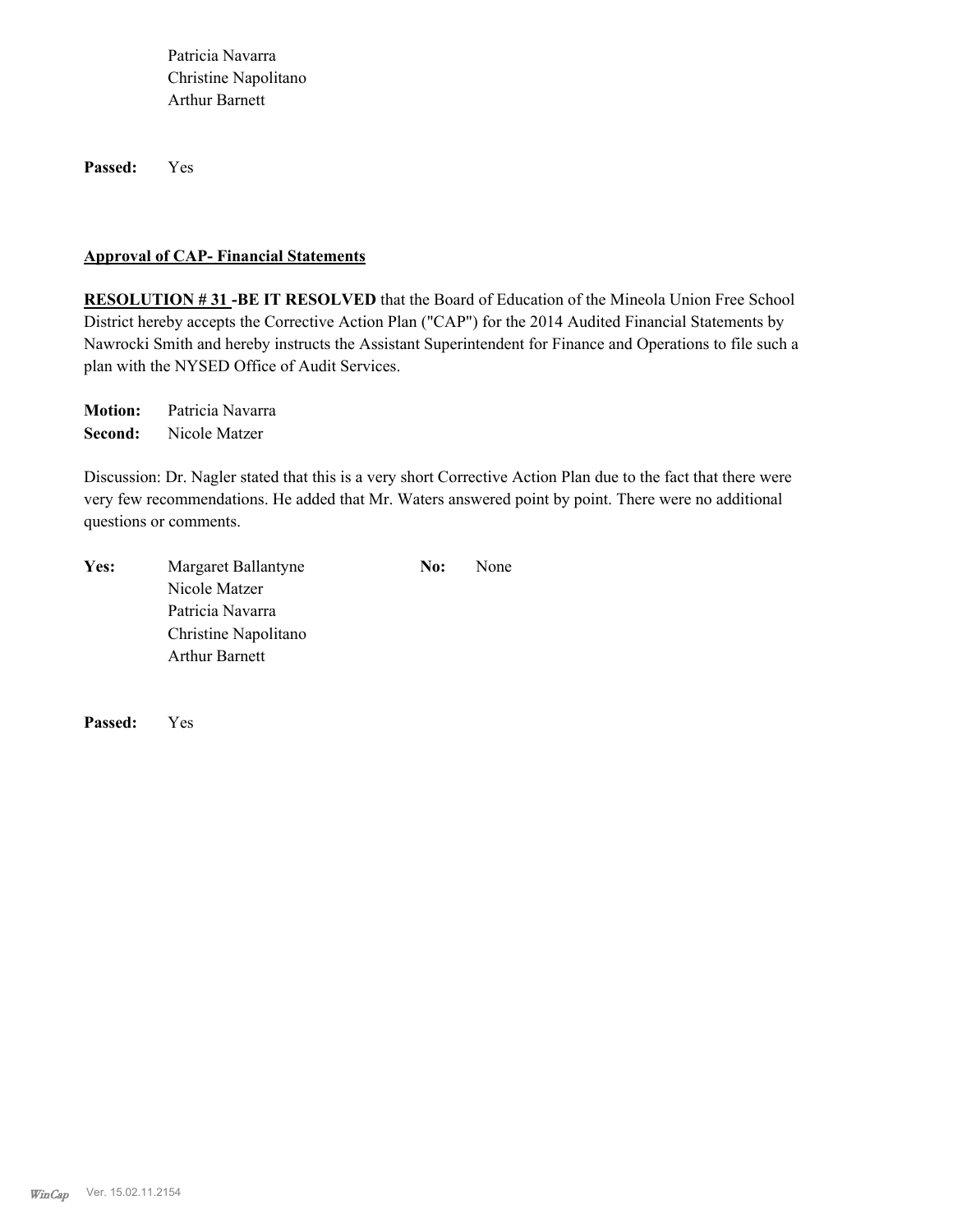Patricia Navarra
Christine Napolitano
Arthur Barnett

**Passed:** Yes

**Approval of CAP- Financial Statements**

**RESOLUTION # 31 -BE IT RESOLVED** that the Board of Education of the Mineola Union Free School District hereby accepts the Corrective Action Plan ("CAP") for the 2014 Audited Financial Statements by Nawrocki Smith and hereby instructs the Assistant Superintendent for Finance and Operations to file such a plan with the NYSED Office of Audit Services.

**Motion:** Patricia Navarra
**Second:** Nicole Matzer

Discussion: Dr. Nagler stated that this is a very short Corrective Action Plan due to the fact that there were very few recommendations. He added that Mr. Waters answered point by point. There were no additional questions or comments.

**Yes:** Margaret Ballantyne
Nicole Matzer
Patricia Navarra
Christine Napolitano
Arthur Barnett

**No:** None

**Passed:** Yes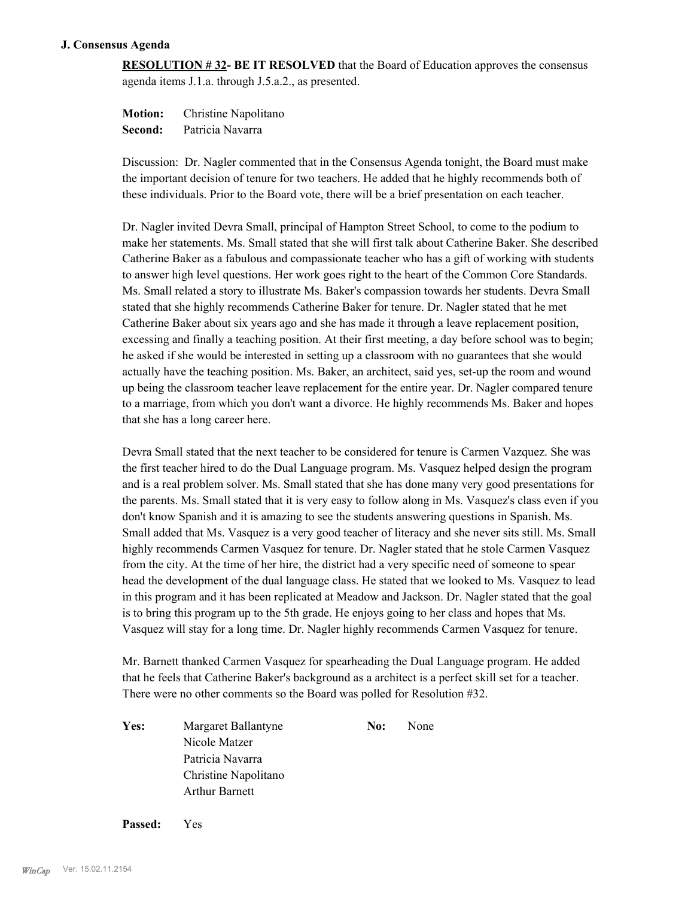### J. Consensus Agenda

**RESOLUTION # 32- BE IT RESOLVED** that the Board of Education approves the consensus agenda items J.1.a. through J.5.a.2., as presented.

**Motion:** Christine Napolitano
**Second:** Patricia Navarra

Discussion: Dr. Nagler commented that in the Consensus Agenda tonight, the Board must make the important decision of tenure for two teachers. He added that he highly recommends both of these individuals. Prior to the Board vote, there will be a brief presentation on each teacher.

Dr. Nagler invited Devra Small, principal of Hampton Street School, to come to the podium to make her statements. Ms. Small stated that she will first talk about Catherine Baker. She described Catherine Baker as a fabulous and compassionate teacher who has a gift of working with students to answer high level questions. Her work goes right to the heart of the Common Core Standards. Ms. Small related a story to illustrate Ms. Baker's compassion towards her students. Devra Small stated that she highly recommends Catherine Baker for tenure. Dr. Nagler stated that he met Catherine Baker about six years ago and she has made it through a leave replacement position, excessing and finally a teaching position. At their first meeting, a day before school was to begin; he asked if she would be interested in setting up a classroom with no guarantees that she would actually have the teaching position. Ms. Baker, an architect, said yes, set-up the room and wound up being the classroom teacher leave replacement for the entire year. Dr. Nagler compared tenure to a marriage, from which you don't want a divorce. He highly recommends Ms. Baker and hopes that she has a long career here.

Devra Small stated that the next teacher to be considered for tenure is Carmen Vazquez. She was the first teacher hired to do the Dual Language program. Ms. Vasquez helped design the program and is a real problem solver. Ms. Small stated that she has done many very good presentations for the parents. Ms. Small stated that it is very easy to follow along in Ms. Vasquez's class even if you don't know Spanish and it is amazing to see the students answering questions in Spanish. Ms. Small added that Ms. Vasquez is a very good teacher of literacy and she never sits still. Ms. Small highly recommends Carmen Vasquez for tenure. Dr. Nagler stated that he stole Carmen Vasquez from the city. At the time of her hire, the district had a very specific need of someone to spear head the development of the dual language class. He stated that we looked to Ms. Vasquez to lead in this program and it has been replicated at Meadow and Jackson. Dr. Nagler stated that the goal is to bring this program up to the 5th grade. He enjoys going to her class and hopes that Ms. Vasquez will stay for a long time. Dr. Nagler highly recommends Carmen Vasquez for tenure.

Mr. Barnett thanked Carmen Vasquez for spearheading the Dual Language program. He added that he feels that Catherine Baker's background as a architect is a perfect skill set for a teacher. There were no other comments so the Board was polled for Resolution #32.

| | | | |
|---|---|---|---|
| **Yes:** | Margaret Ballantyne | **No:** | None |
| | Nicole Matzer | | |
| | Patricia Navarra | | |
| | Christine Napolitano | | |
| | Arthur Barnett | | |

**Passed:** Yes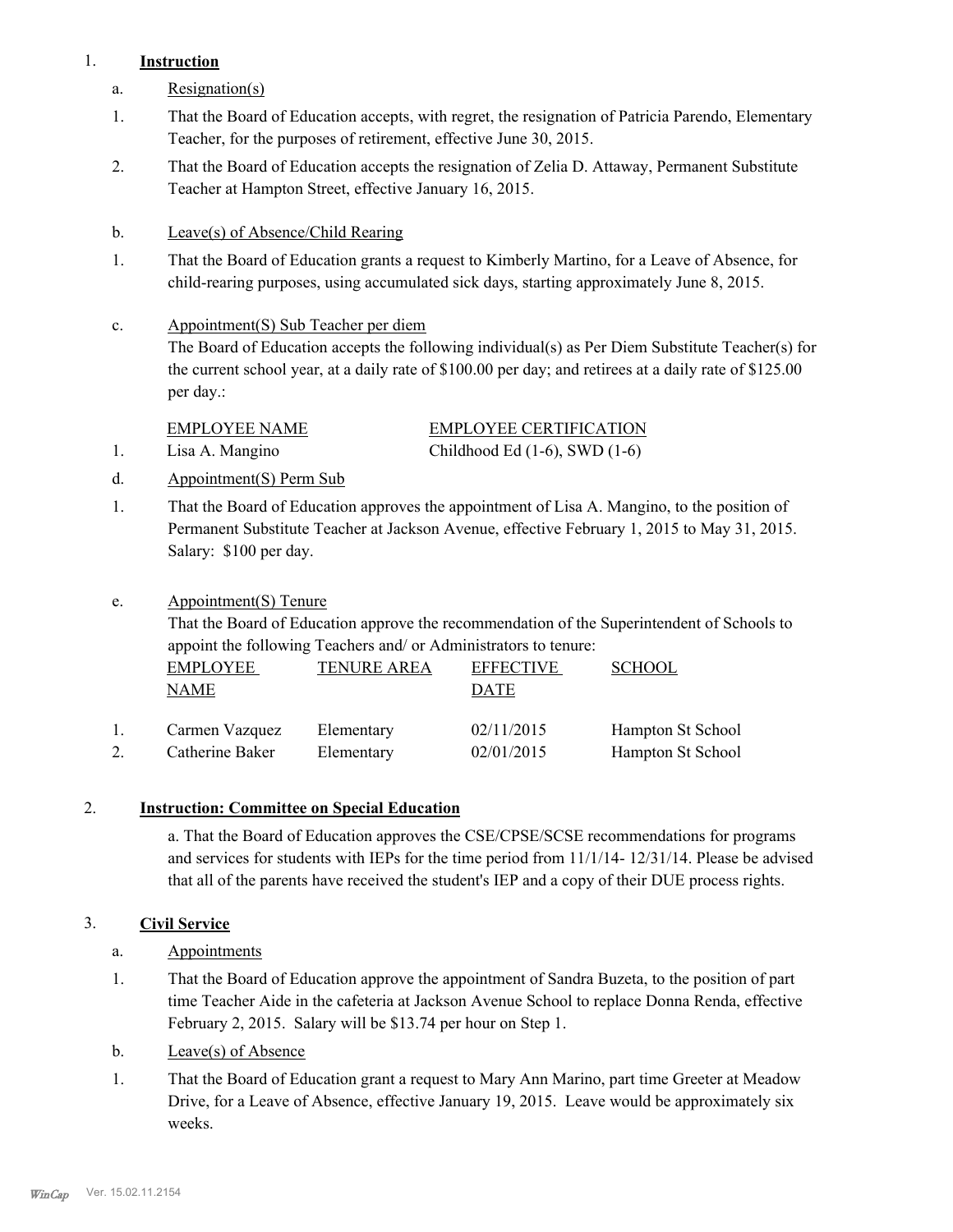1. **Instruction**

   a. Resignation(s)

   1. That the Board of Education accepts, with regret, the resignation of Patricia Parendo, Elementary Teacher, for the purposes of retirement, effective June 30, 2015.
   2. That the Board of Education accepts the resignation of Zelia D. Attaway, Permanent Substitute Teacher at Hampton Street, effective January 16, 2015.

   b. Leave(s) of Absence/Child Rearing

   1. That the Board of Education grants a request to Kimberly Martino, for a Leave of Absence, for child-rearing purposes, using accumulated sick days, starting approximately June 8, 2015.

   c. Appointment(S) Sub Teacher per diem

   The Board of Education accepts the following individual(s) as Per Diem Substitute Teacher(s) for the current school year, at a daily rate of $100.00 per day; and retirees at a daily rate of $125.00 per day.:

   | | EMPLOYEE NAME | EMPLOYEE CERTIFICATION |
   |---|---|---|
   | 1. | Lisa A. Mangino | Childhood Ed (1-6), SWD (1-6) |

   d. Appointment(S) Perm Sub

   1. That the Board of Education approves the appointment of Lisa A. Mangino, to the position of Permanent Substitute Teacher at Jackson Avenue, effective February 1, 2015 to May 31, 2015. Salary: $100 per day.

   e. Appointment(S) Tenure

   That the Board of Education approve the recommendation of the Superintendent of Schools to appoint the following Teachers and/ or Administrators to tenure:

   | | EMPLOYEE NAME | TENURE AREA | EFFECTIVE DATE | SCHOOL |
   |---|---|---|---|---|
   | 1. | Carmen Vazquez | Elementary | 02/11/2015 | Hampton St School |
   | 2. | Catherine Baker | Elementary | 02/01/2015 | Hampton St School |

2. **Instruction: Committee on Special Education**

   a. That the Board of Education approves the CSE/CPSE/SCSE recommendations for programs and services for students with IEPs for the time period from 11/1/14- 12/31/14. Please be advised that all of the parents have received the student's IEP and a copy of their DUE process rights.

3. **Civil Service**

   a. Appointments

   1. That the Board of Education approve the appointment of Sandra Buzeta, to the position of part time Teacher Aide in the cafeteria at Jackson Avenue School to replace Donna Renda, effective February 2, 2015. Salary will be $13.74 per hour on Step 1.

   b. Leave(s) of Absence

   1. That the Board of Education grant a request to Mary Ann Marino, part time Greeter at Meadow Drive, for a Leave of Absence, effective January 19, 2015. Leave would be approximately six weeks.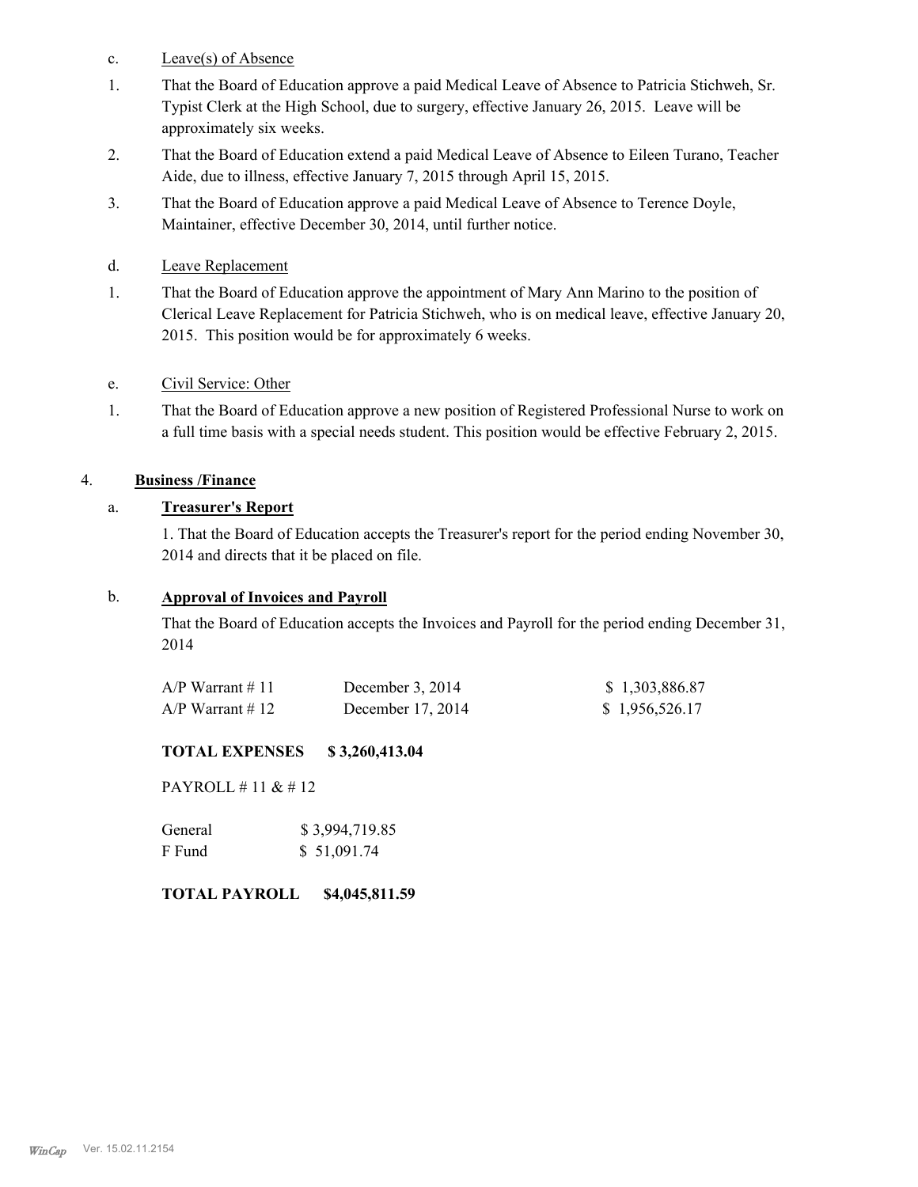c. Leave(s) of Absence

1. That the Board of Education approve a paid Medical Leave of Absence to Patricia Stichweh, Sr. Typist Clerk at the High School, due to surgery, effective January 26, 2015. Leave will be approximately six weeks.
2. That the Board of Education extend a paid Medical Leave of Absence to Eileen Turano, Teacher Aide, due to illness, effective January 7, 2015 through April 15, 2015.
3. That the Board of Education approve a paid Medical Leave of Absence to Terence Doyle, Maintainer, effective December 30, 2014, until further notice.

d. Leave Replacement

1. That the Board of Education approve the appointment of Mary Ann Marino to the position of Clerical Leave Replacement for Patricia Stichweh, who is on medical leave, effective January 20, 2015. This position would be for approximately 6 weeks.

e. Civil Service: Other

1. That the Board of Education approve a new position of Registered Professional Nurse to work on a full time basis with a special needs student. This position would be effective February 2, 2015.

4. **Business /Finance**

a. **Treasurer's Report**

1. That the Board of Education accepts the Treasurer's report for the period ending November 30, 2014 and directs that it be placed on file.

b. **Approval of Invoices and Payroll**

That the Board of Education accepts the Invoices and Payroll for the period ending December 31, 2014

| | | |
|---|---|---|
| A/P Warrant # 11 | December 3, 2014 | $ 1,303,886.87 |
| A/P Warrant # 12 | December 17, 2014 | $ 1,956,526.17 |

**TOTAL EXPENSES $ 3,260,413.04**

PAYROLL # 11 & # 12

| | |
|---|---|
| General | $ 3,994,719.85 |
| F Fund | $ 51,091.74 |

**TOTAL PAYROLL $4,045,811.59**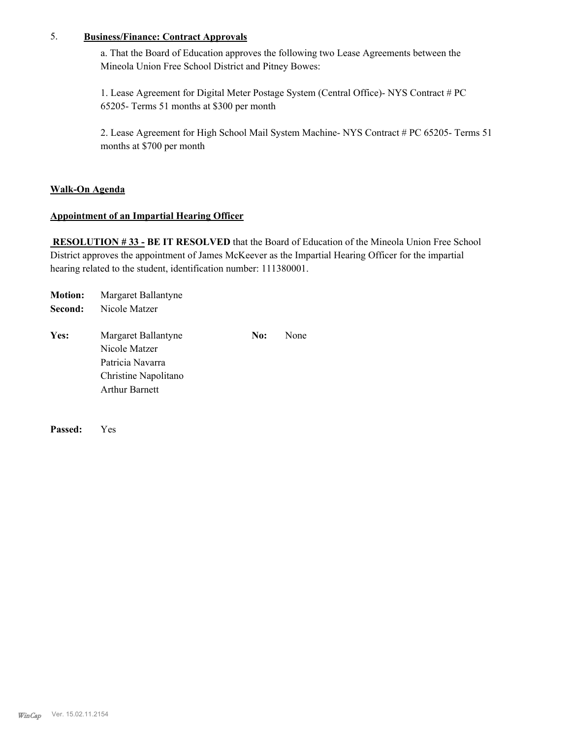5. **Business/Finance: Contract Approvals**

a. That the Board of Education approves the following two Lease Agreements between the Mineola Union Free School District and Pitney Bowes:

1. Lease Agreement for Digital Meter Postage System (Central Office)- NYS Contract # PC 65205- Terms 51 months at $300 per month

2. Lease Agreement for High School Mail System Machine- NYS Contract # PC 65205- Terms 51 months at $700 per month

**Walk-On Agenda**

**Appointment of an Impartial Hearing Officer**

**RESOLUTION # 33 - BE IT RESOLVED** that the Board of Education of the Mineola Union Free School District approves the appointment of James McKeever as the Impartial Hearing Officer for the impartial hearing related to the student, identification number: 111380001.

**Motion:** Margaret Ballantyne
**Second:** Nicole Matzer

**Yes:** Margaret Ballantyne
Nicole Matzer
Patricia Navarra
Christine Napolitano
Arthur Barnett

**No:** None

**Passed:** Yes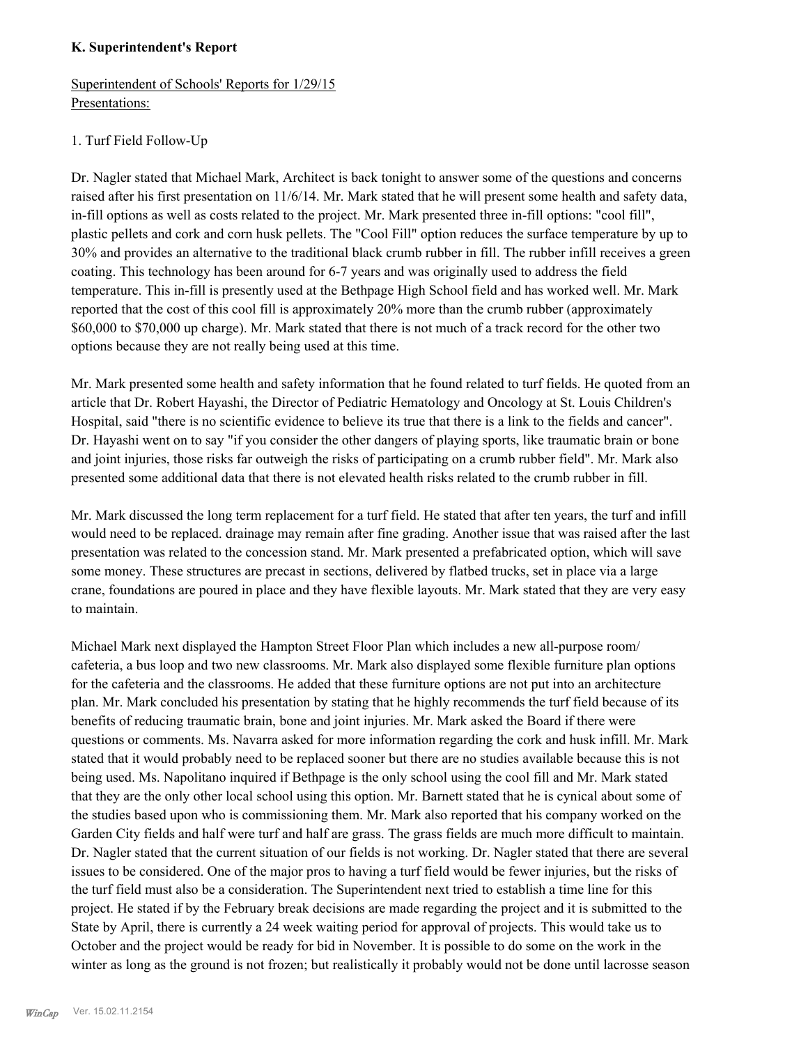**K. Superintendent's Report**

Superintendent of Schools' Reports for 1/29/15
Presentations:

1. Turf Field Follow-Up

Dr. Nagler stated that Michael Mark, Architect is back tonight to answer some of the questions and concerns raised after his first presentation on 11/6/14. Mr. Mark stated that he will present some health and safety data, in-fill options as well as costs related to the project. Mr. Mark presented three in-fill options: "cool fill", plastic pellets and cork and corn husk pellets. The "Cool Fill" option reduces the surface temperature by up to 30% and provides an alternative to the traditional black crumb rubber in fill. The rubber infill receives a green coating. This technology has been around for 6-7 years and was originally used to address the field temperature. This in-fill is presently used at the Bethpage High School field and has worked well. Mr. Mark reported that the cost of this cool fill is approximately 20% more than the crumb rubber (approximately $60,000 to $70,000 up charge). Mr. Mark stated that there is not much of a track record for the other two options because they are not really being used at this time.

Mr. Mark presented some health and safety information that he found related to turf fields. He quoted from an article that Dr. Robert Hayashi, the Director of Pediatric Hematology and Oncology at St. Louis Children's Hospital, said "there is no scientific evidence to believe its true that there is a link to the fields and cancer". Dr. Hayashi went on to say "if you consider the other dangers of playing sports, like traumatic brain or bone and joint injuries, those risks far outweigh the risks of participating on a crumb rubber field". Mr. Mark also presented some additional data that there is not elevated health risks related to the crumb rubber in fill.

Mr. Mark discussed the long term replacement for a turf field. He stated that after ten years, the turf and infill would need to be replaced. drainage may remain after fine grading. Another issue that was raised after the last presentation was related to the concession stand. Mr. Mark presented a prefabricated option, which will save some money. These structures are precast in sections, delivered by flatbed trucks, set in place via a large crane, foundations are poured in place and they have flexible layouts. Mr. Mark stated that they are very easy to maintain.

Michael Mark next displayed the Hampton Street Floor Plan which includes a new all-purpose room/ cafeteria, a bus loop and two new classrooms. Mr. Mark also displayed some flexible furniture plan options for the cafeteria and the classrooms. He added that these furniture options are not put into an architecture plan. Mr. Mark concluded his presentation by stating that he highly recommends the turf field because of its benefits of reducing traumatic brain, bone and joint injuries. Mr. Mark asked the Board if there were questions or comments. Ms. Navarra asked for more information regarding the cork and husk infill. Mr. Mark stated that it would probably need to be replaced sooner but there are no studies available because this is not being used. Ms. Napolitano inquired if Bethpage is the only school using the cool fill and Mr. Mark stated that they are the only other local school using this option. Mr. Barnett stated that he is cynical about some of the studies based upon who is commissioning them. Mr. Mark also reported that his company worked on the Garden City fields and half were turf and half are grass. The grass fields are much more difficult to maintain. Dr. Nagler stated that the current situation of our fields is not working. Dr. Nagler stated that there are several issues to be considered. One of the major pros to having a turf field would be fewer injuries, but the risks of the turf field must also be a consideration. The Superintendent next tried to establish a time line for this project. He stated if by the February break decisions are made regarding the project and it is submitted to the State by April, there is currently a 24 week waiting period for approval of projects. This would take us to October and the project would be ready for bid in November. It is possible to do some on the work in the winter as long as the ground is not frozen; but realistically it probably would not be done until lacrosse season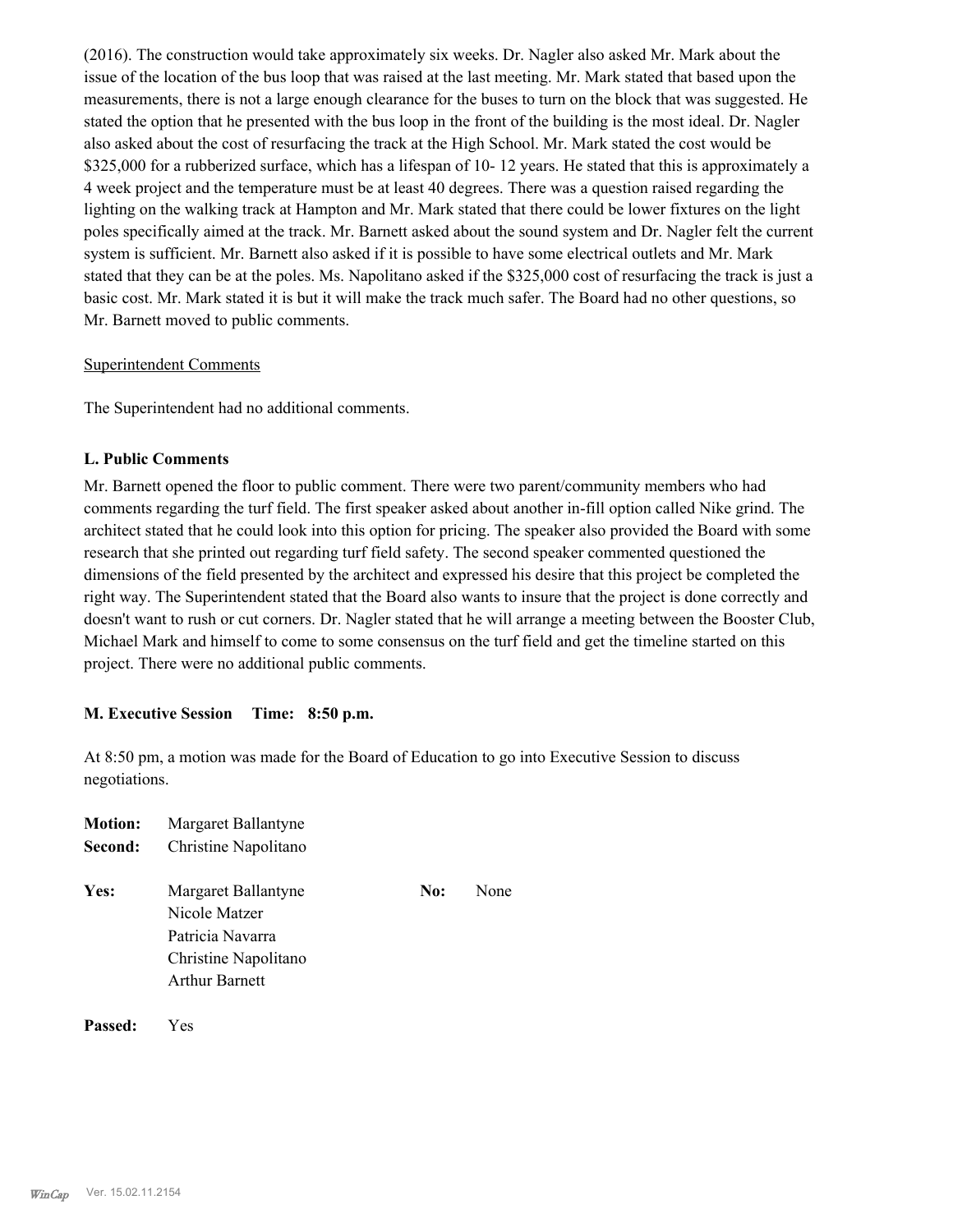(2016). The construction would take approximately six weeks. Dr. Nagler also asked Mr. Mark about the issue of the location of the bus loop that was raised at the last meeting. Mr. Mark stated that based upon the measurements, there is not a large enough clearance for the buses to turn on the block that was suggested. He stated the option that he presented with the bus loop in the front of the building is the most ideal. Dr. Nagler also asked about the cost of resurfacing the track at the High School. Mr. Mark stated the cost would be $325,000 for a rubberized surface, which has a lifespan of 10- 12 years. He stated that this is approximately a 4 week project and the temperature must be at least 40 degrees. There was a question raised regarding the lighting on the walking track at Hampton and Mr. Mark stated that there could be lower fixtures on the light poles specifically aimed at the track. Mr. Barnett asked about the sound system and Dr. Nagler felt the current system is sufficient. Mr. Barnett also asked if it is possible to have some electrical outlets and Mr. Mark stated that they can be at the poles. Ms. Napolitano asked if the $325,000 cost of resurfacing the track is just a basic cost. Mr. Mark stated it is but it will make the track much safer. The Board had no other questions, so Mr. Barnett moved to public comments.

Superintendent Comments

The Superintendent had no additional comments.

### L. Public Comments

Mr. Barnett opened the floor to public comment. There were two parent/community members who had comments regarding the turf field. The first speaker asked about another in-fill option called Nike grind. The architect stated that he could look into this option for pricing. The speaker also provided the Board with some research that she printed out regarding turf field safety. The second speaker commented questioned the dimensions of the field presented by the architect and expressed his desire that this project be completed the right way. The Superintendent stated that the Board also wants to insure that the project is done correctly and doesn't want to rush or cut corners. Dr. Nagler stated that he will arrange a meeting between the Booster Club, Michael Mark and himself to come to some consensus on the turf field and get the timeline started on this project. There were no additional public comments.

### M. Executive Session Time: 8:50 p.m.

At 8:50 pm, a motion was made for the Board of Education to go into Executive Session to discuss negotiations.

**Motion:** Margaret Ballantyne
**Second:** Christine Napolitano

**Yes:** Margaret Ballantyne
Nicole Matzer
Patricia Navarra
Christine Napolitano
Arthur Barnett

**No:** None

**Passed:** Yes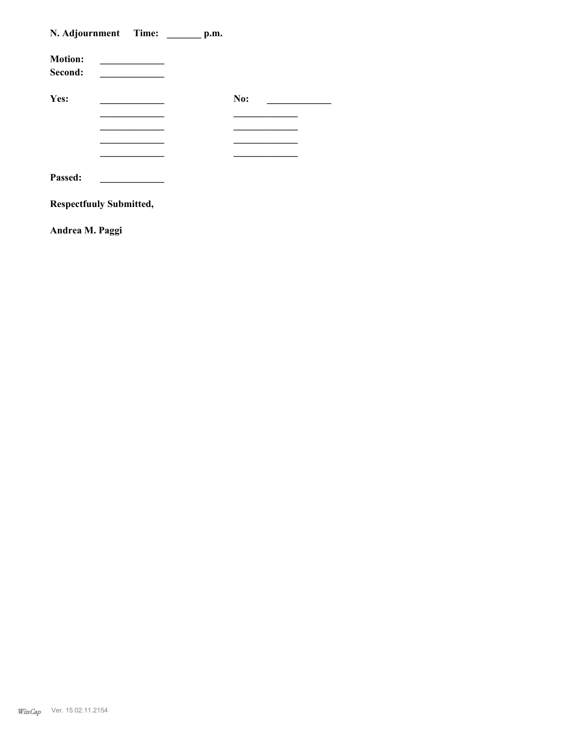**N. Adjournment Time: _______ p.m.**

**Motion:** _____________
**Second:** _____________

**Yes:** _____________ **No:** _____________
_____________ _____________
_____________ _____________
_____________ _____________
_____________ _____________

**Passed:** _____________

**Respectfuuly Submitted,**

**Andrea M. Paggi**

*WinCap* Ver. 15.02.11.2154